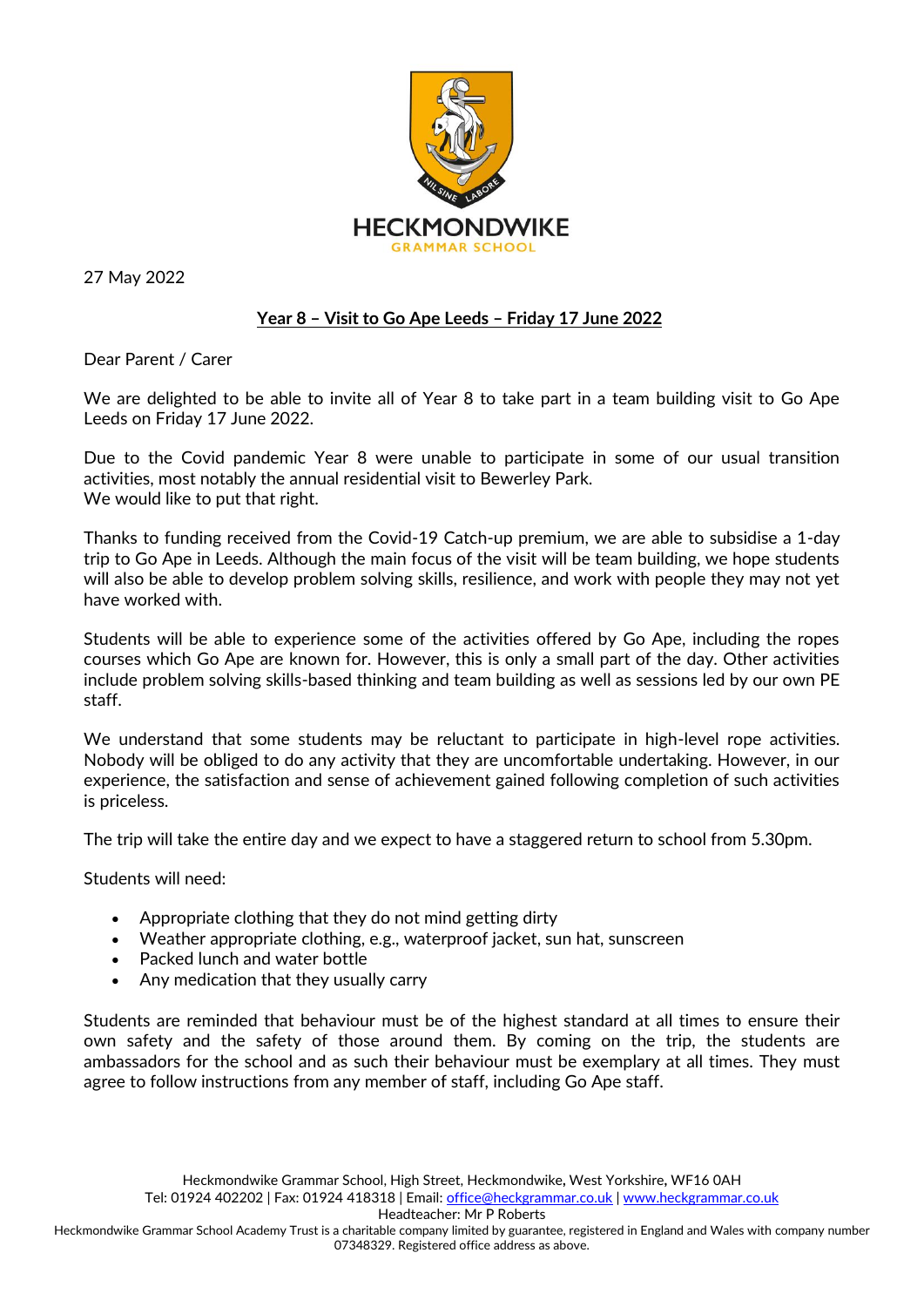HECKMONDWIKE

GRAMMAR SCHOOL

27 May 2022

**Year 8 – Visit to Go Ape Leeds – Friday 17 June 2022**

Dear Parent / Carer

We are delighted to be able to invite all of Year 8 to take part in a team building visit to Go Ape Leeds on Friday 17 June 2022.

Due to the Covid pandemic Year 8 were unable to participate in some of our usual transition activities, most notably the annual residential visit to Bewerley Park.
We would like to put that right.

Thanks to funding received from the Covid-19 Catch-up premium, we are able to subsidise a 1-day trip to Go Ape in Leeds. Although the main focus of the visit will be team building, we hope students will also be able to develop problem solving skills, resilience, and work with people they may not yet have worked with.

Students will be able to experience some of the activities offered by Go Ape, including the ropes courses which Go Ape are known for. However, this is only a small part of the day. Other activities include problem solving skills-based thinking and team building as well as sessions led by our own PE staff.

We understand that some students may be reluctant to participate in high-level rope activities. Nobody will be obliged to do any activity that they are uncomfortable undertaking. However, in our experience, the satisfaction and sense of achievement gained following completion of such activities is priceless.

The trip will take the entire day and we expect to have a staggered return to school from 5.30pm.

Students will need:

- Appropriate clothing that they do not mind getting dirty
- Weather appropriate clothing, e.g., waterproof jacket, sun hat, sunscreen
- Packed lunch and water bottle
- Any medication that they usually carry

Students are reminded that behaviour must be of the highest standard at all times to ensure their own safety and the safety of those around them. By coming on the trip, the students are ambassadors for the school and as such their behaviour must be exemplary at all times. They must agree to follow instructions from any member of staff, including Go Ape staff.

Heckmondwike Grammar School, High Street, Heckmondwike, West Yorkshire, WF16 0AH
Tel: 01924 402202 | Fax: 01924 418318 | Email: office@heckgrammar.co.uk | www.heckgrammar.co.uk
Headteacher: Mr P Roberts
Heckmondwike Grammar School Academy Trust is a charitable company limited by guarantee, registered in England and Wales with company number 07348329. Registered office address as above.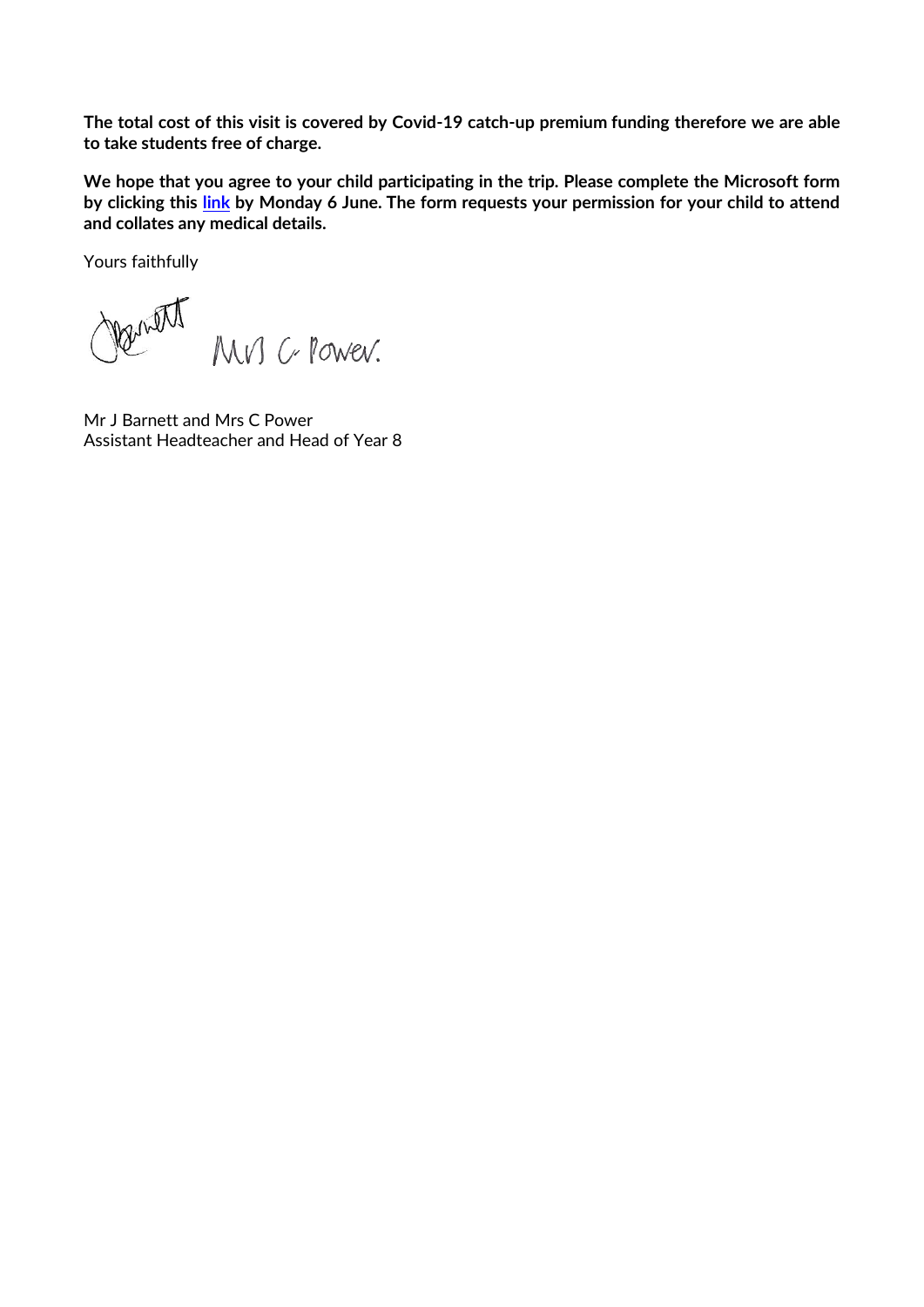**The total cost of this visit is covered by Covid-19 catch-up premium funding therefore we are able to take students free of charge.**

**We hope that you agree to your child participating in the trip. Please complete the Microsoft form by clicking this link by Monday 6 June. The form requests your permission for your child to attend and collates any medical details.**

Yours faithfully

Mr J Barnett and Mrs C Power
Assistant Headteacher and Head of Year 8